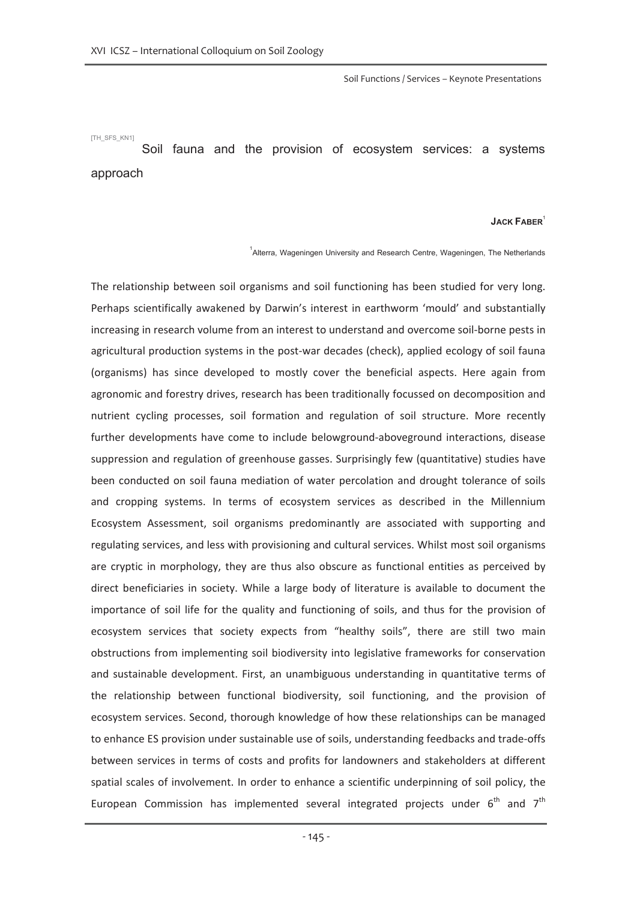[TH_SFS_KN1]

# Soil fauna and the provision of ecosystem services: a systems approach

**JACK FABER**[1]

[1]Alterra, Wageningen University and Research Centre, Wageningen, The Netherlands

The relationship between soil organisms and soil functioning has been studied for very long. Perhaps scientifically awakened by Darwin's interest in earthworm 'mould' and substantially increasing in research volume from an interest to understand and overcome soil-borne pests in agricultural production systems in the post-war decades (check), applied ecology of soil fauna (organisms) has since developed to mostly cover the beneficial aspects. Here again from agronomic and forestry drives, research has been traditionally focussed on decomposition and nutrient cycling processes, soil formation and regulation of soil structure. More recently further developments have come to include belowground-aboveground interactions, disease suppression and regulation of greenhouse gasses. Surprisingly few (quantitative) studies have been conducted on soil fauna mediation of water percolation and drought tolerance of soils and cropping systems. In terms of ecosystem services as described in the Millennium Ecosystem Assessment, soil organisms predominantly are associated with supporting and regulating services, and less with provisioning and cultural services. Whilst most soil organisms are cryptic in morphology, they are thus also obscure as functional entities as perceived by direct beneficiaries in society. While a large body of literature is available to document the importance of soil life for the quality and functioning of soils, and thus for the provision of ecosystem services that society expects from "healthy soils", there are still two main obstructions from implementing soil biodiversity into legislative frameworks for conservation and sustainable development. First, an unambiguous understanding in quantitative terms of the relationship between functional biodiversity, soil functioning, and the provision of ecosystem services. Second, thorough knowledge of how these relationships can be managed to enhance ES provision under sustainable use of soils, understanding feedbacks and trade-offs between services in terms of costs and profits for landowners and stakeholders at different spatial scales of involvement. In order to enhance a scientific underpinning of soil policy, the European Commission has implemented several integrated projects under 6$^{th}$ and 7$^{th}$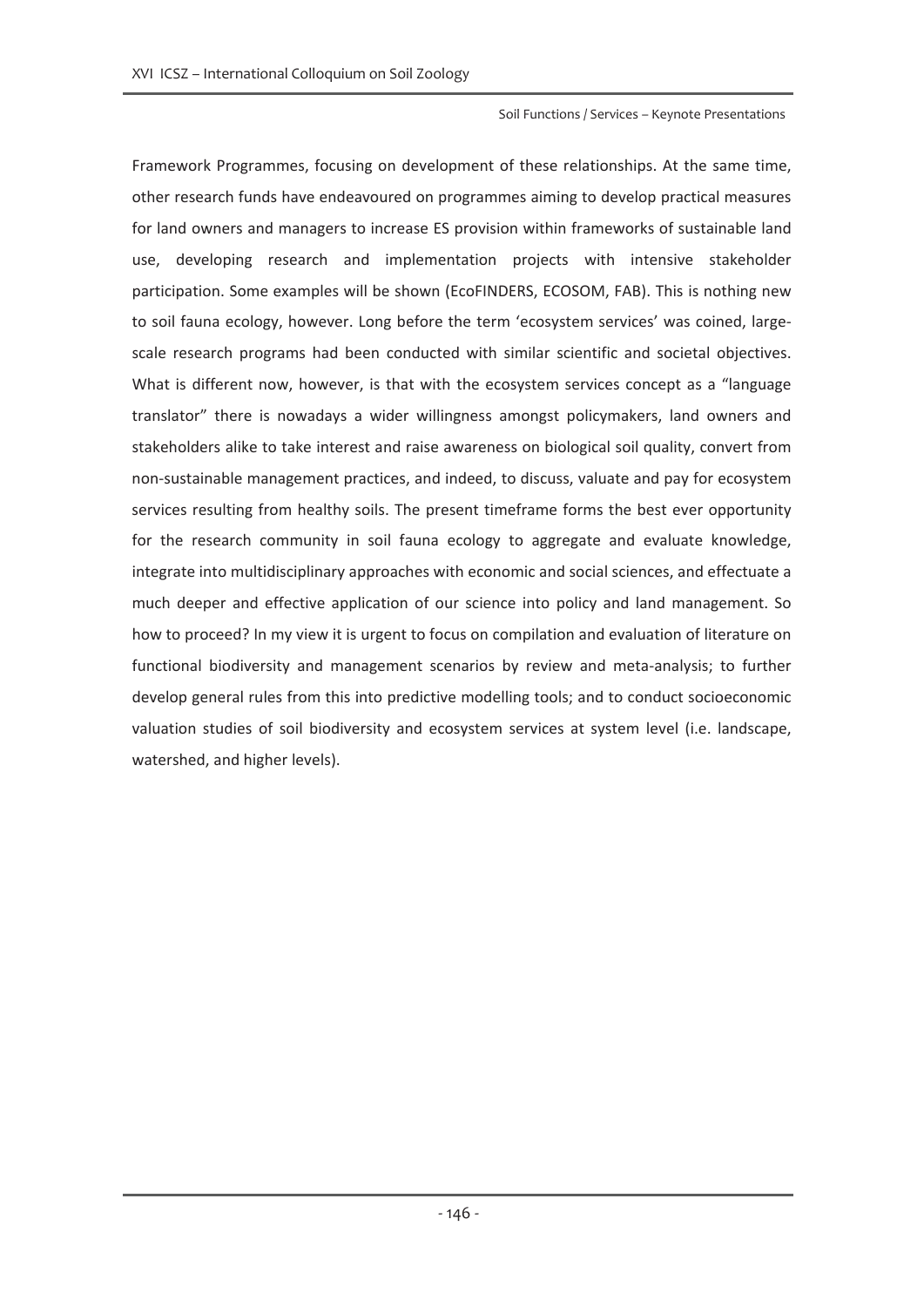Framework Programmes, focusing on development of these relationships. At the same time, other research funds have endeavoured on programmes aiming to develop practical measures for land owners and managers to increase ES provision within frameworks of sustainable land use, developing research and implementation projects with intensive stakeholder participation. Some examples will be shown (EcoFINDERS, ECOSOM, FAB). This is nothing new to soil fauna ecology, however. Long before the term 'ecosystem services' was coined, large-scale research programs had been conducted with similar scientific and societal objectives. What is different now, however, is that with the ecosystem services concept as a "language translator" there is nowadays a wider willingness amongst policymakers, land owners and stakeholders alike to take interest and raise awareness on biological soil quality, convert from non-sustainable management practices, and indeed, to discuss, valuate and pay for ecosystem services resulting from healthy soils. The present timeframe forms the best ever opportunity for the research community in soil fauna ecology to aggregate and evaluate knowledge, integrate into multidisciplinary approaches with economic and social sciences, and effectuate a much deeper and effective application of our science into policy and land management. So how to proceed? In my view it is urgent to focus on compilation and evaluation of literature on functional biodiversity and management scenarios by review and meta-analysis; to further develop general rules from this into predictive modelling tools; and to conduct socioeconomic valuation studies of soil biodiversity and ecosystem services at system level (i.e. landscape, watershed, and higher levels).